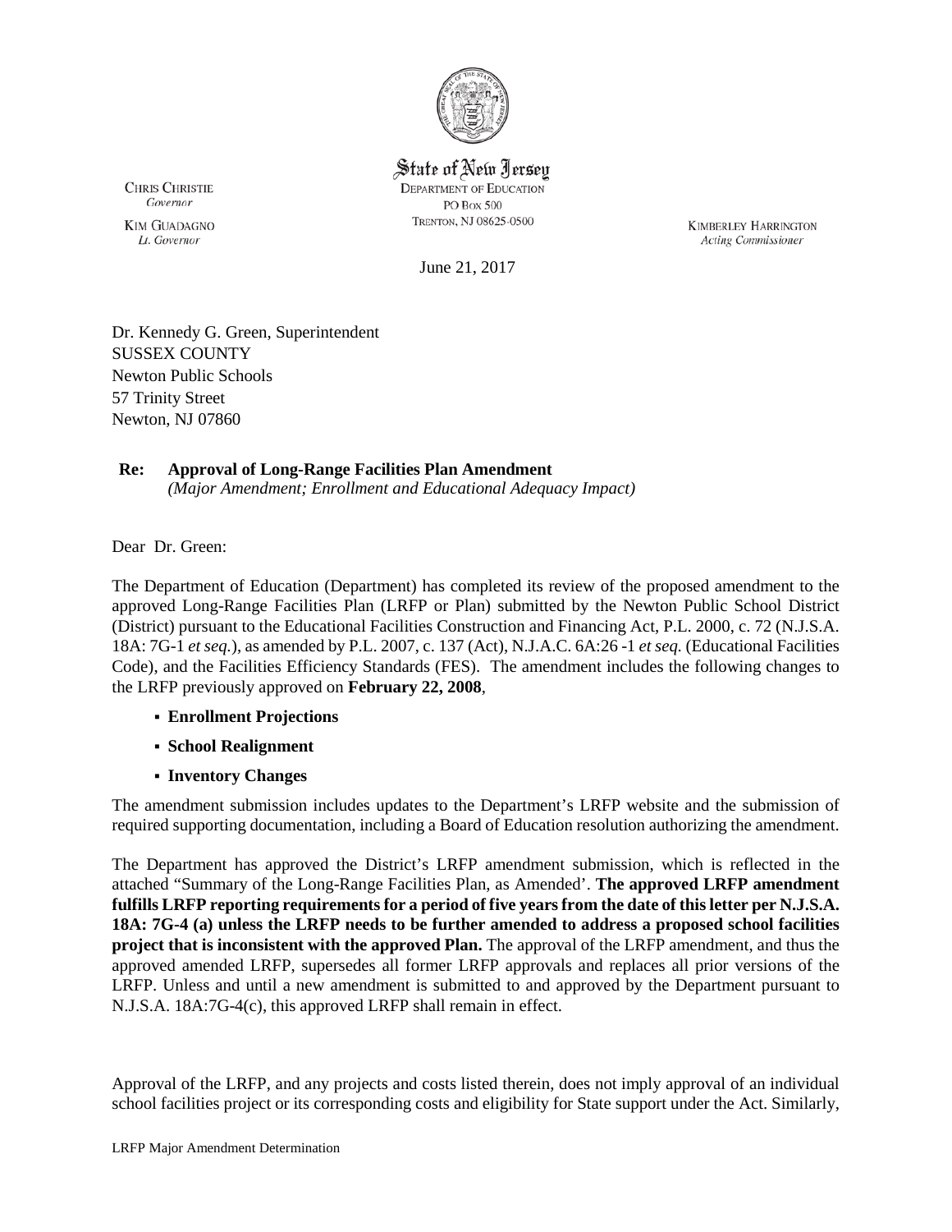State of New Jersey
DEPARTMENT OF EDUCATION
PO BOX 500
TRENTON, NJ 08625-0500

CHRIS CHRISTIE
*Governor*

KIM GUADAGNO
*Lt. Governor*

KIMBERLEY HARRINGTON
*Acting Commissioner*

June 21, 2017

Dr. Kennedy G. Green, Superintendent
SUSSEX COUNTY
Newton Public Schools
57 Trinity Street
Newton, NJ 07860

**Re: Approval of Long-Range Facilities Plan Amendment**
*(Major Amendment; Enrollment and Educational Adequacy Impact)*

Dear Dr. Green:

The Department of Education (Department) has completed its review of the proposed amendment to the approved Long-Range Facilities Plan (LRFP or Plan) submitted by the Newton Public School District (District) pursuant to the Educational Facilities Construction and Financing Act, P.L. 2000, c. 72 (N.J.S.A. 18A: 7G-1 *et seq.*), as amended by P.L. 2007, c. 137 (Act), N.J.A.C. 6A:26 -1 *et seq.* (Educational Facilities Code), and the Facilities Efficiency Standards (FES). The amendment includes the following changes to the LRFP previously approved on **February 22, 2008**,

- **Enrollment Projections**
- **School Realignment**
- **Inventory Changes**

The amendment submission includes updates to the Department's LRFP website and the submission of required supporting documentation, including a Board of Education resolution authorizing the amendment.

The Department has approved the District's LRFP amendment submission, which is reflected in the attached "Summary of the Long-Range Facilities Plan, as Amended'. **The approved LRFP amendment fulfills LRFP reporting requirements for a period of five years from the date of this letter per N.J.S.A. 18A: 7G-4 (a) unless the LRFP needs to be further amended to address a proposed school facilities project that is inconsistent with the approved Plan.** The approval of the LRFP amendment, and thus the approved amended LRFP, supersedes all former LRFP approvals and replaces all prior versions of the LRFP. Unless and until a new amendment is submitted to and approved by the Department pursuant to N.J.S.A. 18A:7G-4(c), this approved LRFP shall remain in effect.

Approval of the LRFP, and any projects and costs listed therein, does not imply approval of an individual school facilities project or its corresponding costs and eligibility for State support under the Act. Similarly,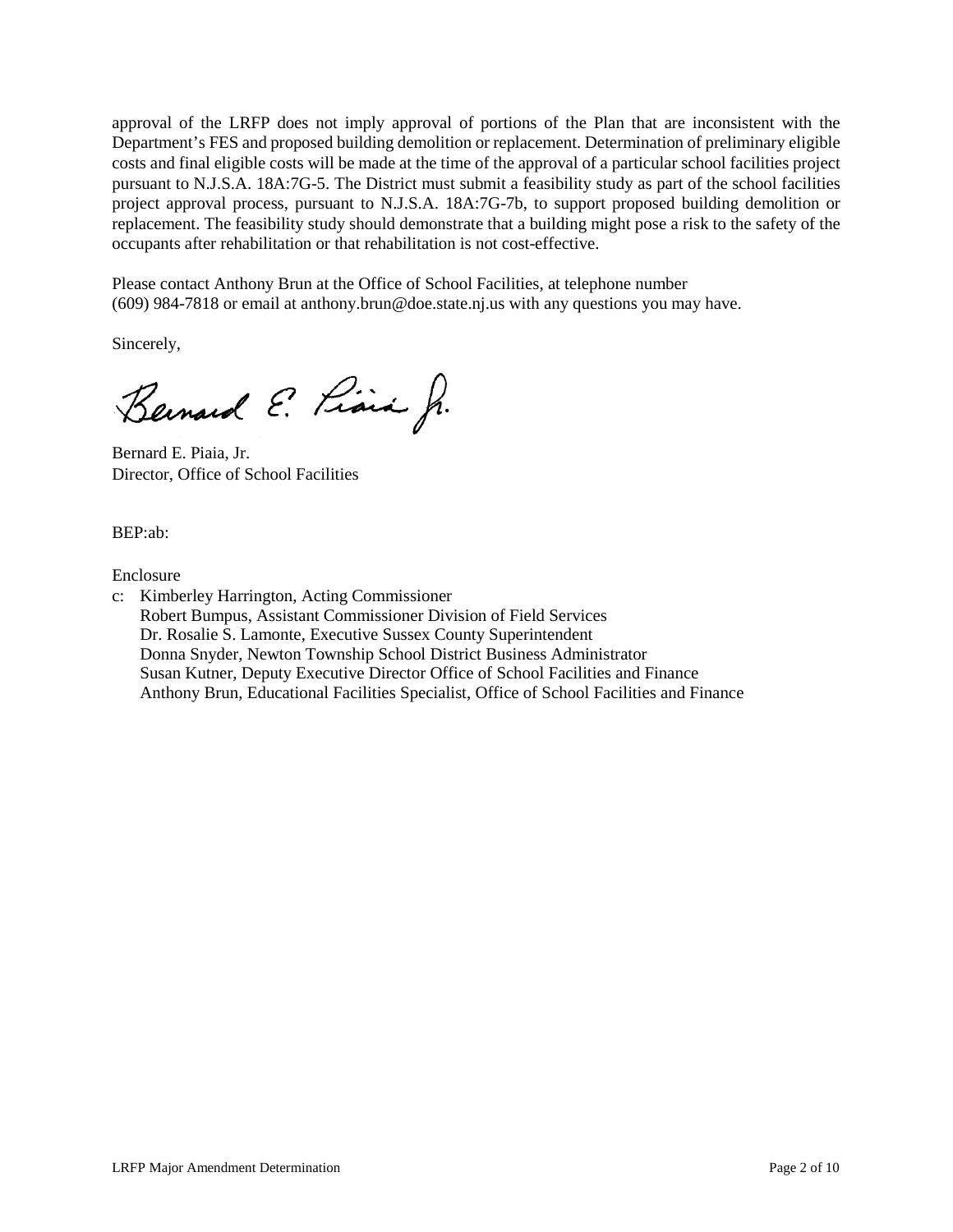approval of the LRFP does not imply approval of portions of the Plan that are inconsistent with the Department's FES and proposed building demolition or replacement. Determination of preliminary eligible costs and final eligible costs will be made at the time of the approval of a particular school facilities project pursuant to N.J.S.A. 18A:7G-5. The District must submit a feasibility study as part of the school facilities project approval process, pursuant to N.J.S.A. 18A:7G-7b, to support proposed building demolition or replacement. The feasibility study should demonstrate that a building might pose a risk to the safety of the occupants after rehabilitation or that rehabilitation is not cost-effective.

Please contact Anthony Brun at the Office of School Facilities, at telephone number (609) 984-7818 or email at anthony.brun@doe.state.nj.us with any questions you may have.

Sincerely,

Bernard E. Piaia, Jr.

Bernard E. Piaia, Jr.
Director, Office of School Facilities

BEP:ab:

Enclosure

c: Kimberley Harrington, Acting Commissioner
   Robert Bumpus, Assistant Commissioner Division of Field Services
   Dr. Rosalie S. Lamonte, Executive Sussex County Superintendent
   Donna Snyder, Newton Township School District Business Administrator
   Susan Kutner, Deputy Executive Director Office of School Facilities and Finance
   Anthony Brun, Educational Facilities Specialist, Office of School Facilities and Finance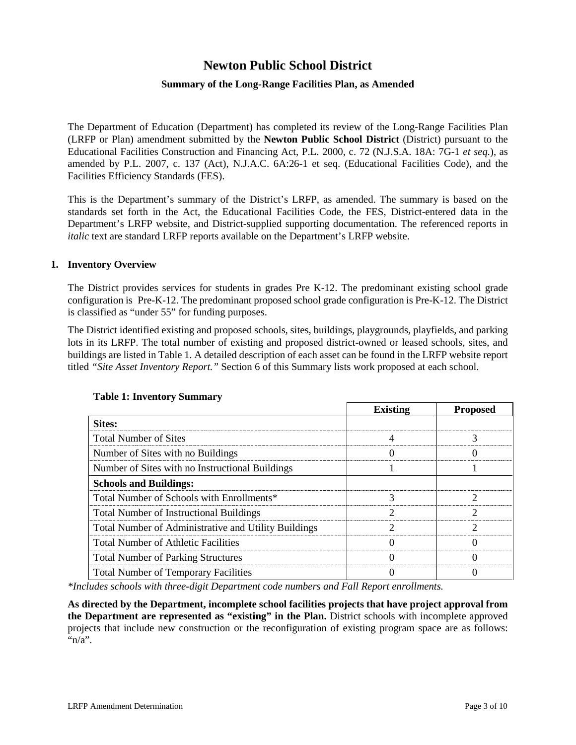# Newton Public School District

### Summary of the Long-Range Facilities Plan, as Amended

The Department of Education (Department) has completed its review of the Long-Range Facilities Plan (LRFP or Plan) amendment submitted by the **Newton Public School District** (District) pursuant to the Educational Facilities Construction and Financing Act, P.L. 2000, c. 72 (N.J.S.A. 18A: 7G-1 *et seq.*), as amended by P.L. 2007, c. 137 (Act), N.J.A.C. 6A:26-1 et seq. (Educational Facilities Code), and the Facilities Efficiency Standards (FES).

This is the Department's summary of the District's LRFP, as amended. The summary is based on the standards set forth in the Act, the Educational Facilities Code, the FES, District-entered data in the Department's LRFP website, and District-supplied supporting documentation. The referenced reports in *italic* text are standard LRFP reports available on the Department's LRFP website.

## 1. Inventory Overview

The District provides services for students in grades Pre K-12. The predominant existing school grade configuration is Pre-K-12. The predominant proposed school grade configuration is Pre-K-12. The District is classified as "under 55" for funding purposes.

The District identified existing and proposed schools, sites, buildings, playgrounds, playfields, and parking lots in its LRFP. The total number of existing and proposed district-owned or leased schools, sites, and buildings are listed in Table 1. A detailed description of each asset can be found in the LRFP website report titled *"Site Asset Inventory Report."* Section 6 of this Summary lists work proposed at each school.

**Table 1: Inventory Summary**

| | Existing | Proposed |
|---|---|---|
| **Sites:** | | |
| Total Number of Sites | 4 | 3 |
| Number of Sites with no Buildings | 0 | 0 |
| Number of Sites with no Instructional Buildings | 1 | 1 |
| **Schools and Buildings:** | | |
| Total Number of Schools with Enrollments* | 3 | 2 |
| Total Number of Instructional Buildings | 2 | 2 |
| Total Number of Administrative and Utility Buildings | 2 | 2 |
| Total Number of Athletic Facilities | 0 | 0 |
| Total Number of Parking Structures | 0 | 0 |
| Total Number of Temporary Facilities | 0 | 0 |

*\*Includes schools with three-digit Department code numbers and Fall Report enrollments.*

**As directed by the Department, incomplete school facilities projects that have project approval from the Department are represented as "existing" in the Plan.** District schools with incomplete approved projects that include new construction or the reconfiguration of existing program space are as follows: "n/a".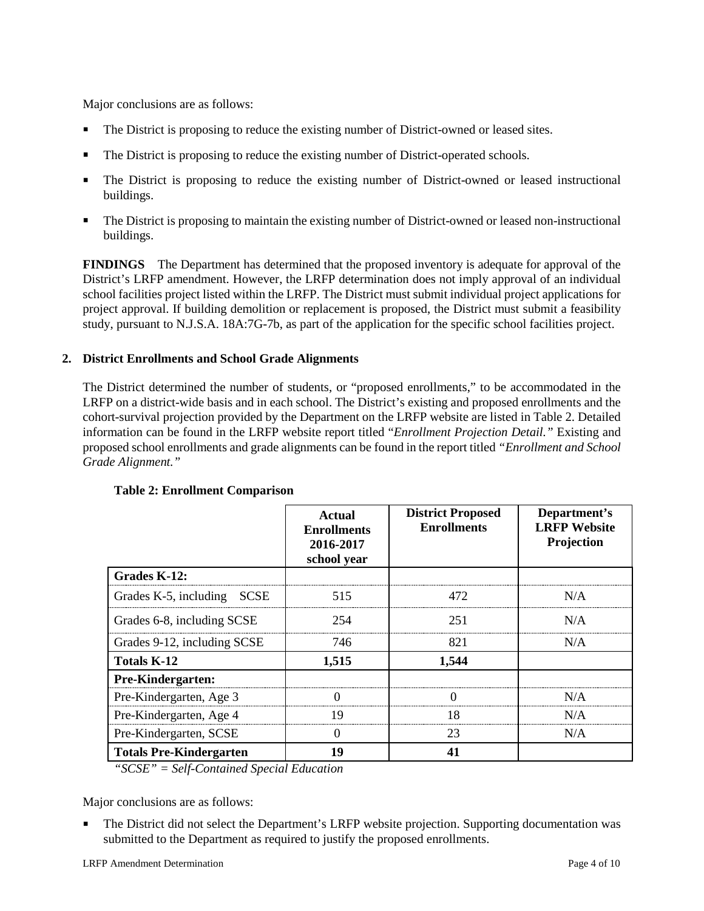Major conclusions are as follows:

- The District is proposing to reduce the existing number of District-owned or leased sites.
- The District is proposing to reduce the existing number of District-operated schools.
- The District is proposing to reduce the existing number of District-owned or leased instructional buildings.
- The District is proposing to maintain the existing number of District-owned or leased non-instructional buildings.

**FINDINGS** The Department has determined that the proposed inventory is adequate for approval of the District's LRFP amendment. However, the LRFP determination does not imply approval of an individual school facilities project listed within the LRFP. The District must submit individual project applications for project approval. If building demolition or replacement is proposed, the District must submit a feasibility study, pursuant to N.J.S.A. 18A:7G-7b, as part of the application for the specific school facilities project.

## 2. District Enrollments and School Grade Alignments

The District determined the number of students, or "proposed enrollments," to be accommodated in the LRFP on a district-wide basis and in each school. The District's existing and proposed enrollments and the cohort-survival projection provided by the Department on the LRFP website are listed in Table 2. Detailed information can be found in the LRFP website report titled "*Enrollment Projection Detail.*" Existing and proposed school enrollments and grade alignments can be found in the report titled *"Enrollment and School Grade Alignment."*

**Table 2: Enrollment Comparison**

| | Actual Enrollments 2016-2017 school year | District Proposed Enrollments | Department's LRFP Website Projection |
|---|---|---|---|
| **Grades K-12:** | | | |
| Grades K-5, including SCSE | 515 | 472 | N/A |
| Grades 6-8, including SCSE | 254 | 251 | N/A |
| Grades 9-12, including SCSE | 746 | 821 | N/A |
| **Totals K-12** | **1,515** | **1,544** | |
| **Pre-Kindergarten:** | | | |
| Pre-Kindergarten, Age 3 | 0 | 0 | N/A |
| Pre-Kindergarten, Age 4 | 19 | 18 | N/A |
| Pre-Kindergarten, SCSE | 0 | 23 | N/A |
| **Totals Pre-Kindergarten** | **19** | **41** | |

*"SCSE" = Self-Contained Special Education*

Major conclusions are as follows:

- The District did not select the Department's LRFP website projection. Supporting documentation was submitted to the Department as required to justify the proposed enrollments.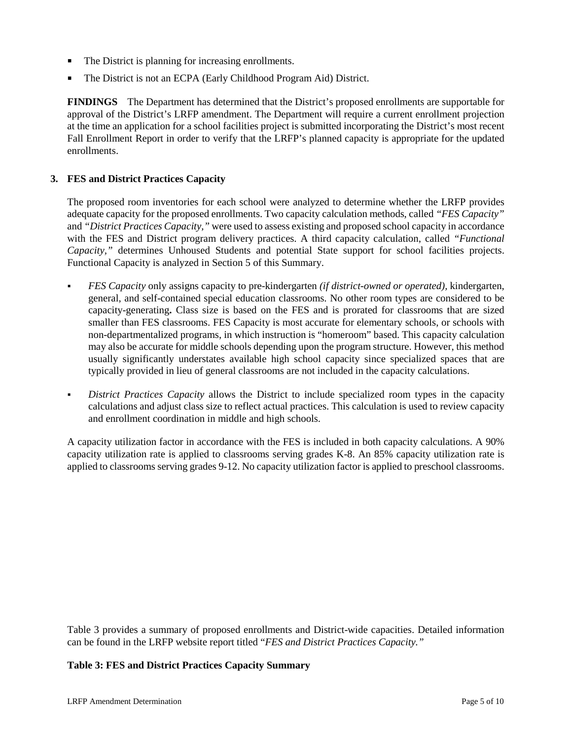- The District is planning for increasing enrollments.
- The District is not an ECPA (Early Childhood Program Aid) District.

**FINDINGS** The Department has determined that the District's proposed enrollments are supportable for approval of the District's LRFP amendment. The Department will require a current enrollment projection at the time an application for a school facilities project is submitted incorporating the District's most recent Fall Enrollment Report in order to verify that the LRFP's planned capacity is appropriate for the updated enrollments.

### 3. FES and District Practices Capacity

The proposed room inventories for each school were analyzed to determine whether the LRFP provides adequate capacity for the proposed enrollments. Two capacity calculation methods, called *"FES Capacity"* and *"District Practices Capacity,"* were used to assess existing and proposed school capacity in accordance with the FES and District program delivery practices. A third capacity calculation, called *"Functional Capacity,"* determines Unhoused Students and potential State support for school facilities projects. Functional Capacity is analyzed in Section 5 of this Summary.

- *FES Capacity* only assigns capacity to pre-kindergarten *(if district-owned or operated),* kindergarten, general, and self-contained special education classrooms. No other room types are considered to be capacity-generating**.** Class size is based on the FES and is prorated for classrooms that are sized smaller than FES classrooms. FES Capacity is most accurate for elementary schools, or schools with non-departmentalized programs, in which instruction is "homeroom" based. This capacity calculation may also be accurate for middle schools depending upon the program structure. However, this method usually significantly understates available high school capacity since specialized spaces that are typically provided in lieu of general classrooms are not included in the capacity calculations.
- *District Practices Capacity* allows the District to include specialized room types in the capacity calculations and adjust class size to reflect actual practices. This calculation is used to review capacity and enrollment coordination in middle and high schools.

A capacity utilization factor in accordance with the FES is included in both capacity calculations. A 90% capacity utilization rate is applied to classrooms serving grades K-8. An 85% capacity utilization rate is applied to classrooms serving grades 9-12. No capacity utilization factor is applied to preschool classrooms.

Table 3 provides a summary of proposed enrollments and District-wide capacities. Detailed information can be found in the LRFP website report titled "*FES and District Practices Capacity.*"

**Table 3: FES and District Practices Capacity Summary**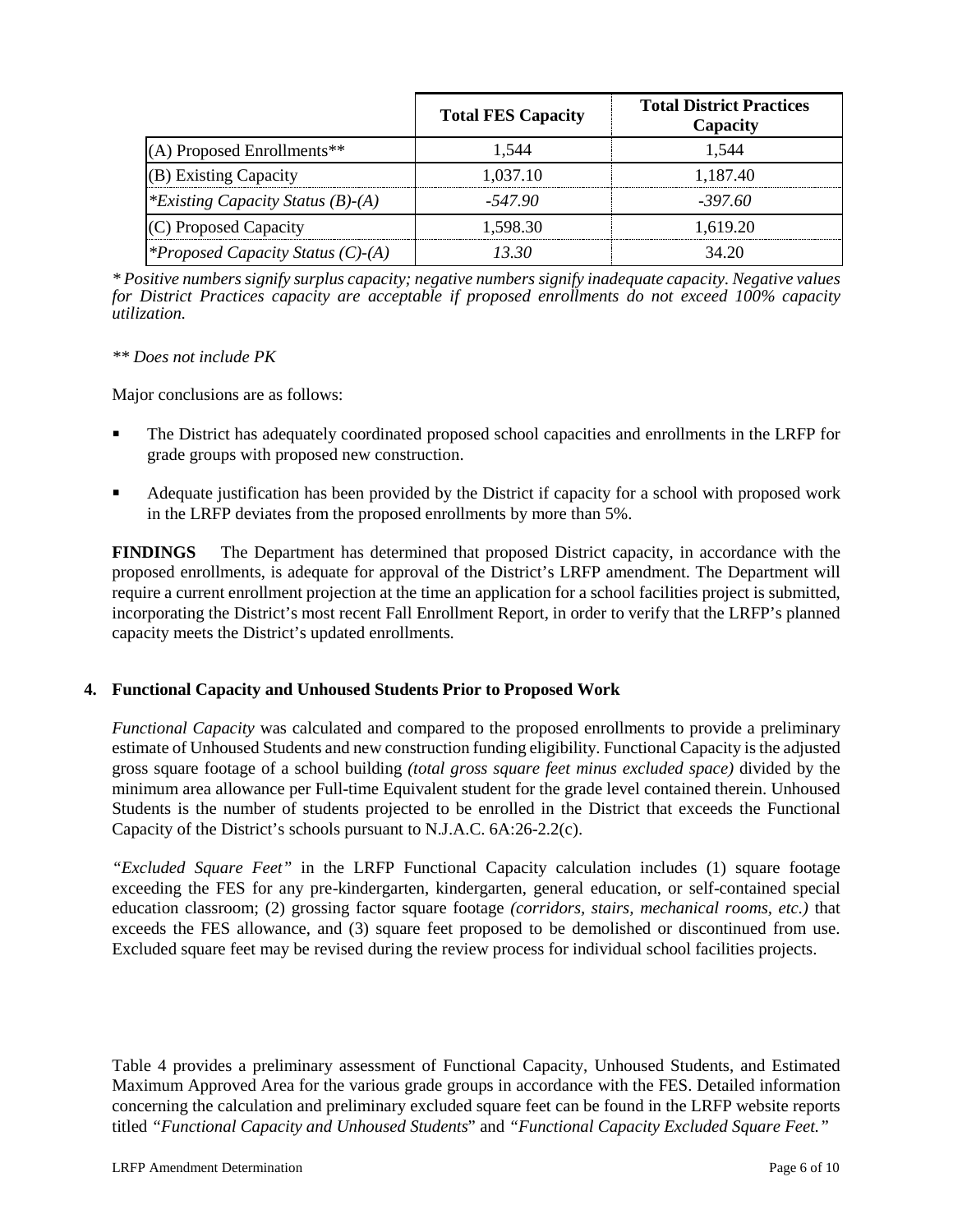| | Total FES Capacity | Total District Practices Capacity |
|---|---|---|
| (A) Proposed Enrollments** | 1,544 | 1,544 |
| (B) Existing Capacity | 1,037.10 | 1,187.40 |
| *\*Existing Capacity Status (B)-(A)* | *-547.90* | *-397.60* |
| (C) Proposed Capacity | 1,598.30 | 1,619.20 |
| *\*Proposed Capacity Status (C)-(A)* | *13.30* | 34.20 |

*\* Positive numbers signify surplus capacity; negative numbers signify inadequate capacity. Negative values for District Practices capacity are acceptable if proposed enrollments do not exceed 100% capacity utilization.*

*\*\* Does not include PK*

Major conclusions are as follows:

- The District has adequately coordinated proposed school capacities and enrollments in the LRFP for grade groups with proposed new construction.
- Adequate justification has been provided by the District if capacity for a school with proposed work in the LRFP deviates from the proposed enrollments by more than 5%.

**FINDINGS** The Department has determined that proposed District capacity, in accordance with the proposed enrollments, is adequate for approval of the District's LRFP amendment. The Department will require a current enrollment projection at the time an application for a school facilities project is submitted, incorporating the District's most recent Fall Enrollment Report, in order to verify that the LRFP's planned capacity meets the District's updated enrollments.

### 4. Functional Capacity and Unhoused Students Prior to Proposed Work

*Functional Capacity* was calculated and compared to the proposed enrollments to provide a preliminary estimate of Unhoused Students and new construction funding eligibility. Functional Capacity is the adjusted gross square footage of a school building *(total gross square feet minus excluded space)* divided by the minimum area allowance per Full-time Equivalent student for the grade level contained therein. Unhoused Students is the number of students projected to be enrolled in the District that exceeds the Functional Capacity of the District's schools pursuant to N.J.A.C. 6A:26-2.2(c).

*"Excluded Square Feet"* in the LRFP Functional Capacity calculation includes (1) square footage exceeding the FES for any pre-kindergarten, kindergarten, general education, or self-contained special education classroom; (2) grossing factor square footage *(corridors, stairs, mechanical rooms, etc.)* that exceeds the FES allowance, and (3) square feet proposed to be demolished or discontinued from use. Excluded square feet may be revised during the review process for individual school facilities projects.

Table 4 provides a preliminary assessment of Functional Capacity, Unhoused Students, and Estimated Maximum Approved Area for the various grade groups in accordance with the FES. Detailed information concerning the calculation and preliminary excluded square feet can be found in the LRFP website reports titled *"Functional Capacity and Unhoused Students"* and *"Functional Capacity Excluded Square Feet."*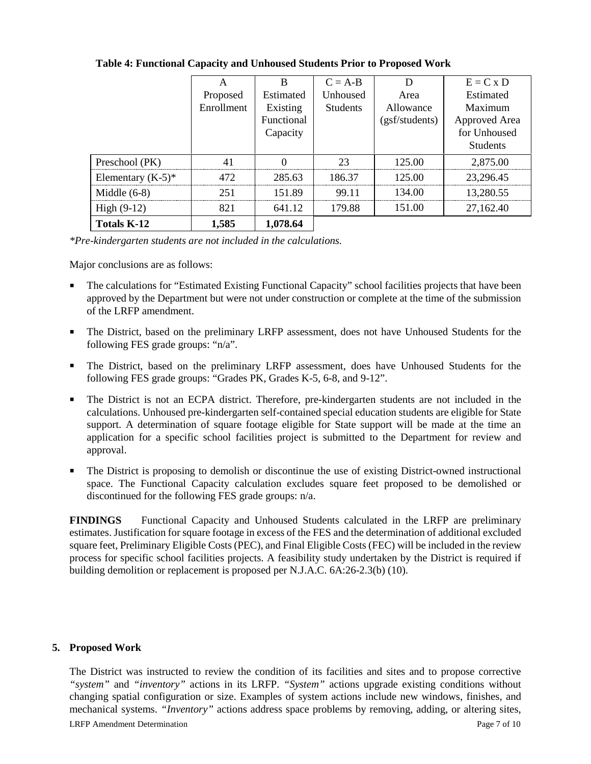**Table 4: Functional Capacity and Unhoused Students Prior to Proposed Work**

| | A<br>Proposed Enrollment | B<br>Estimated Existing Functional Capacity | C = A-B<br>Unhoused Students | D<br>Area Allowance (gsf/students) | E = C x D<br>Estimated Maximum Approved Area for Unhoused Students |
|---|---|---|---|---|---|
| Preschool (PK) | 41 | 0 | 23 | 125.00 | 2,875.00 |
| Elementary (K-5)* | 472 | 285.63 | 186.37 | 125.00 | 23,296.45 |
| Middle (6-8) | 251 | 151.89 | 99.11 | 134.00 | 13,280.55 |
| High (9-12) | 821 | 641.12 | 179.88 | 151.00 | 27,162.40 |
| **Totals K-12** | **1,585** | **1,078.64** | | | |

*Pre-kindergarten students are not included in the calculations.*

Major conclusions are as follows:

- The calculations for "Estimated Existing Functional Capacity" school facilities projects that have been approved by the Department but were not under construction or complete at the time of the submission of the LRFP amendment.
- The District, based on the preliminary LRFP assessment, does not have Unhoused Students for the following FES grade groups: "n/a".
- The District, based on the preliminary LRFP assessment, does have Unhoused Students for the following FES grade groups: "Grades PK, Grades K-5, 6-8, and 9-12".
- The District is not an ECPA district. Therefore, pre-kindergarten students are not included in the calculations. Unhoused pre-kindergarten self-contained special education students are eligible for State support. A determination of square footage eligible for State support will be made at the time an application for a specific school facilities project is submitted to the Department for review and approval.
- The District is proposing to demolish or discontinue the use of existing District-owned instructional space. The Functional Capacity calculation excludes square feet proposed to be demolished or discontinued for the following FES grade groups: n/a.

**FINDINGS** Functional Capacity and Unhoused Students calculated in the LRFP are preliminary estimates. Justification for square footage in excess of the FES and the determination of additional excluded square feet, Preliminary Eligible Costs (PEC), and Final Eligible Costs (FEC) will be included in the review process for specific school facilities projects. A feasibility study undertaken by the District is required if building demolition or replacement is proposed per N.J.A.C. 6A:26-2.3(b) (10).

## 5. Proposed Work

The District was instructed to review the condition of its facilities and sites and to propose corrective *"system"* and *"inventory"* actions in its LRFP. *"System"* actions upgrade existing conditions without changing spatial configuration or size. Examples of system actions include new windows, finishes, and mechanical systems. *"Inventory"* actions address space problems by removing, adding, or altering sites,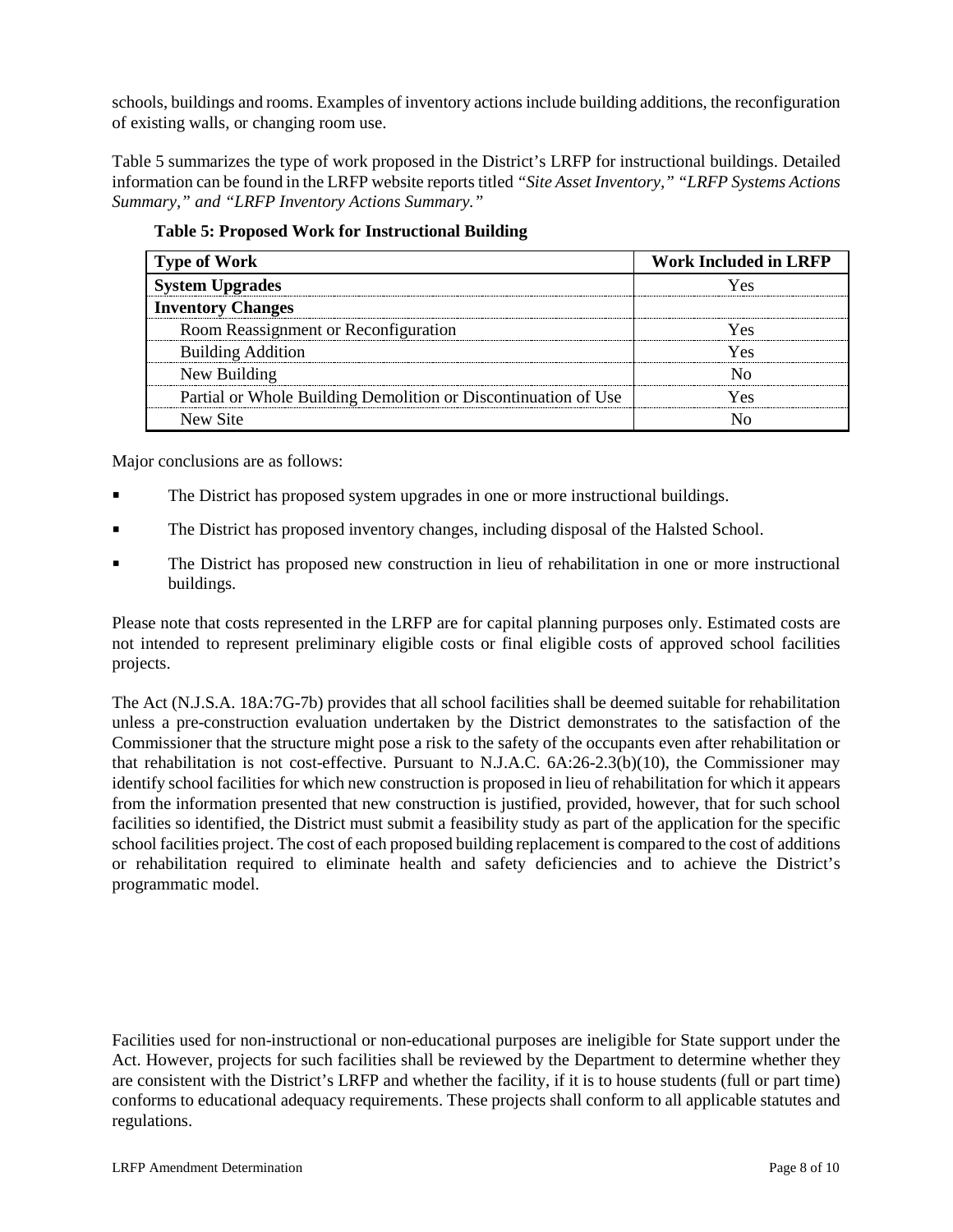schools, buildings and rooms. Examples of inventory actions include building additions, the reconfiguration of existing walls, or changing room use.

Table 5 summarizes the type of work proposed in the District's LRFP for instructional buildings. Detailed information can be found in the LRFP website reports titled *"Site Asset Inventory," "LRFP Systems Actions Summary," and "LRFP Inventory Actions Summary."*

**Table 5: Proposed Work for Instructional Building**

| Type of Work | Work Included in LRFP |
|---|---|
| **System Upgrades** | Yes |
| **Inventory Changes** | |
| Room Reassignment or Reconfiguration | Yes |
| Building Addition | Yes |
| New Building | No |
| Partial or Whole Building Demolition or Discontinuation of Use | Yes |
| New Site | No |

Major conclusions are as follows:

- The District has proposed system upgrades in one or more instructional buildings.
- The District has proposed inventory changes, including disposal of the Halsted School.
- The District has proposed new construction in lieu of rehabilitation in one or more instructional buildings.

Please note that costs represented in the LRFP are for capital planning purposes only. Estimated costs are not intended to represent preliminary eligible costs or final eligible costs of approved school facilities projects.

The Act (N.J.S.A. 18A:7G-7b) provides that all school facilities shall be deemed suitable for rehabilitation unless a pre-construction evaluation undertaken by the District demonstrates to the satisfaction of the Commissioner that the structure might pose a risk to the safety of the occupants even after rehabilitation or that rehabilitation is not cost-effective. Pursuant to N.J.A.C. 6A:26-2.3(b)(10), the Commissioner may identify school facilities for which new construction is proposed in lieu of rehabilitation for which it appears from the information presented that new construction is justified, provided, however, that for such school facilities so identified, the District must submit a feasibility study as part of the application for the specific school facilities project. The cost of each proposed building replacement is compared to the cost of additions or rehabilitation required to eliminate health and safety deficiencies and to achieve the District's programmatic model.

Facilities used for non-instructional or non-educational purposes are ineligible for State support under the Act. However, projects for such facilities shall be reviewed by the Department to determine whether they are consistent with the District's LRFP and whether the facility, if it is to house students (full or part time) conforms to educational adequacy requirements. These projects shall conform to all applicable statutes and regulations.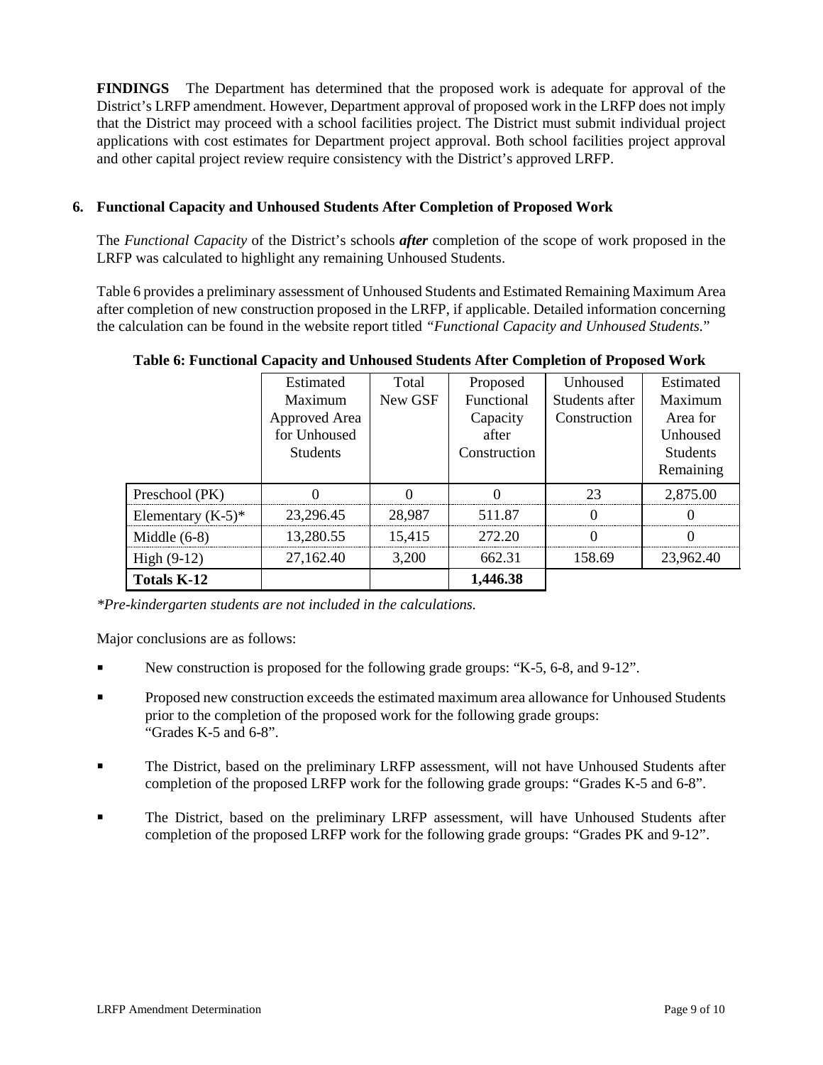**FINDINGS** The Department has determined that the proposed work is adequate for approval of the District's LRFP amendment. However, Department approval of proposed work in the LRFP does not imply that the District may proceed with a school facilities project. The District must submit individual project applications with cost estimates for Department project approval. Both school facilities project approval and other capital project review require consistency with the District's approved LRFP.

## 6. Functional Capacity and Unhoused Students After Completion of Proposed Work

The *Functional Capacity* of the District's schools ***after*** completion of the scope of work proposed in the LRFP was calculated to highlight any remaining Unhoused Students.

Table 6 provides a preliminary assessment of Unhoused Students and Estimated Remaining Maximum Area after completion of new construction proposed in the LRFP, if applicable. Detailed information concerning the calculation can be found in the website report titled *"Functional Capacity and Unhoused Students."*

**Table 6: Functional Capacity and Unhoused Students After Completion of Proposed Work**

| | Estimated Maximum Approved Area for Unhoused Students | Total New GSF | Proposed Functional Capacity after Construction | Unhoused Students after Construction | Estimated Maximum Area for Unhoused Students Remaining |
|---|---|---|---|---|---|
| Preschool (PK) | 0 | 0 | 0 | 23 | 2,875.00 |
| Elementary (K-5)* | 23,296.45 | 28,987 | 511.87 | 0 | 0 |
| Middle (6-8) | 13,280.55 | 15,415 | 272.20 | 0 | 0 |
| High (9-12) | 27,162.40 | 3,200 | 662.31 | 158.69 | 23,962.40 |
| **Totals K-12** | | | **1,446.38** | | |

*\*Pre-kindergarten students are not included in the calculations.*

Major conclusions are as follows:

- New construction is proposed for the following grade groups: "K-5, 6-8, and 9-12".
- Proposed new construction exceeds the estimated maximum area allowance for Unhoused Students prior to the completion of the proposed work for the following grade groups: "Grades K-5 and 6-8".
- The District, based on the preliminary LRFP assessment, will not have Unhoused Students after completion of the proposed LRFP work for the following grade groups: "Grades K-5 and 6-8".
- The District, based on the preliminary LRFP assessment, will have Unhoused Students after completion of the proposed LRFP work for the following grade groups: "Grades PK and 9-12".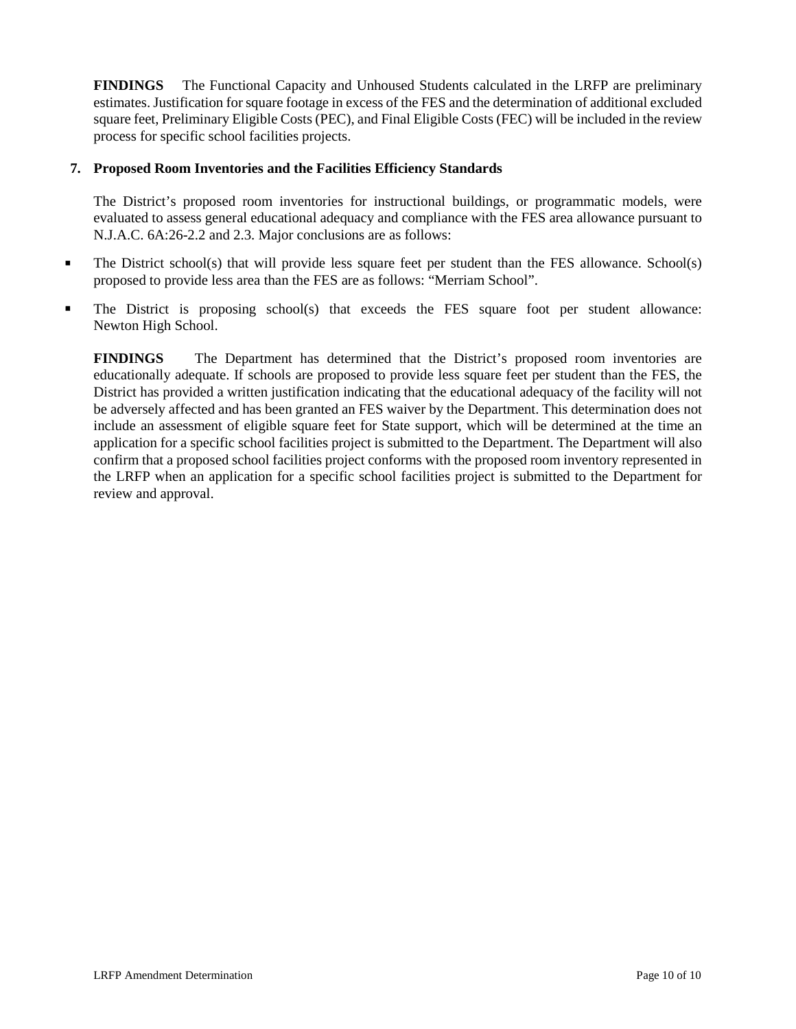**FINDINGS** The Functional Capacity and Unhoused Students calculated in the LRFP are preliminary estimates. Justification for square footage in excess of the FES and the determination of additional excluded square feet, Preliminary Eligible Costs (PEC), and Final Eligible Costs (FEC) will be included in the review process for specific school facilities projects.

### 7. Proposed Room Inventories and the Facilities Efficiency Standards

The District's proposed room inventories for instructional buildings, or programmatic models, were evaluated to assess general educational adequacy and compliance with the FES area allowance pursuant to N.J.A.C. 6A:26-2.2 and 2.3. Major conclusions are as follows:

- The District school(s) that will provide less square feet per student than the FES allowance. School(s) proposed to provide less area than the FES are as follows: "Merriam School".
- The District is proposing school(s) that exceeds the FES square foot per student allowance: Newton High School.

**FINDINGS** The Department has determined that the District's proposed room inventories are educationally adequate. If schools are proposed to provide less square feet per student than the FES, the District has provided a written justification indicating that the educational adequacy of the facility will not be adversely affected and has been granted an FES waiver by the Department. This determination does not include an assessment of eligible square feet for State support, which will be determined at the time an application for a specific school facilities project is submitted to the Department. The Department will also confirm that a proposed school facilities project conforms with the proposed room inventory represented in the LRFP when an application for a specific school facilities project is submitted to the Department for review and approval.